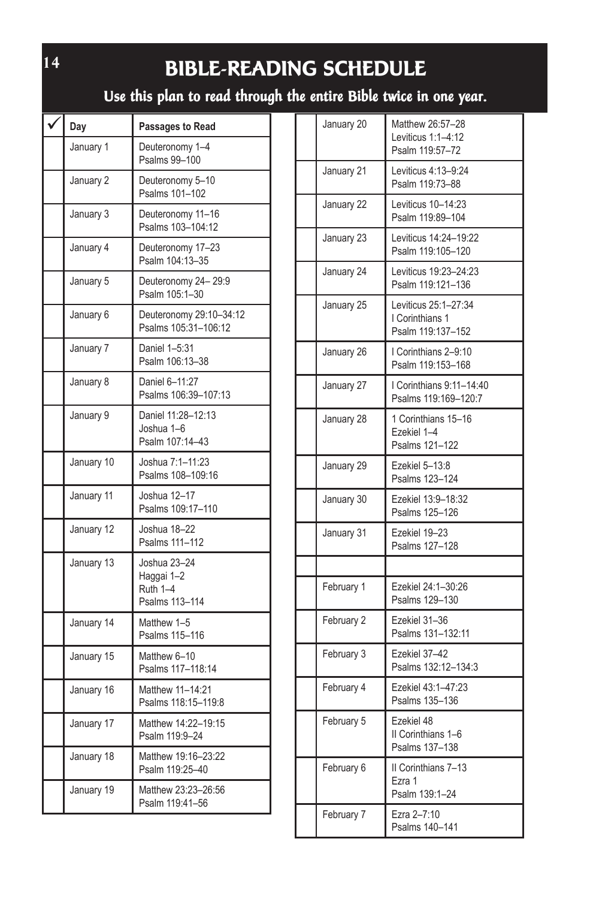# BIBLE-READING SCHEDULE

## Use this plan to read through the entire Bible twice in one year.

| ✓ | Day | Passages to Read |
|---|---|---|
| | January 1 | Deuteronomy 1–4<br>Psalms 99–100 |
| | January 2 | Deuteronomy 5–10<br>Psalms 101–102 |
| | January 3 | Deuteronomy 11–16<br>Psalms 103–104:12 |
| | January 4 | Deuteronomy 17–23<br>Psalm 104:13–35 |
| | January 5 | Deuteronomy 24– 29:9<br>Psalm 105:1–30 |
| | January 6 | Deuteronomy 29:10–34:12<br>Psalms 105:31–106:12 |
| | January 7 | Daniel 1–5:31<br>Psalm 106:13–38 |
| | January 8 | Daniel 6–11:27<br>Psalms 106:39–107:13 |
| | January 9 | Daniel 11:28–12:13<br>Joshua 1–6<br>Psalm 107:14–43 |
| | January 10 | Joshua 7:1–11:23<br>Psalms 108–109:16 |
| | January 11 | Joshua 12–17<br>Psalms 109:17–110 |
| | January 12 | Joshua 18–22<br>Psalms 111–112 |
| | January 13 | Joshua 23–24<br>Haggai 1–2<br>Ruth 1–4<br>Psalms 113–114 |
| | January 14 | Matthew 1–5<br>Psalms 115–116 |
| | January 15 | Matthew 6–10<br>Psalms 117–118:14 |
| | January 16 | Matthew 11–14:21<br>Psalms 118:15–119:8 |
| | January 17 | Matthew 14:22–19:15<br>Psalm 119:9–24 |
| | January 18 | Matthew 19:16–23:22<br>Psalm 119:25–40 |
| | January 19 | Matthew 23:23–26:56<br>Psalm 119:41–56 |
| | January 20 | Matthew 26:57–28<br>Leviticus 1:1–4:12<br>Psalm 119:57–72 |
| | January 21 | Leviticus 4:13–9:24<br>Psalm 119:73–88 |
| | January 22 | Leviticus 10–14:23<br>Psalm 119:89–104 |
| | January 23 | Leviticus 14:24–19:22<br>Psalm 119:105–120 |
| | January 24 | Leviticus 19:23–24:23<br>Psalm 119:121–136 |
| | January 25 | Leviticus 25:1–27:34<br>I Corinthians 1<br>Psalm 119:137–152 |
| | January 26 | I Corinthians 2–9:10<br>Psalm 119:153–168 |
| | January 27 | I Corinthians 9:11–14:40<br>Psalms 119:169–120:7 |
| | January 28 | 1 Corinthians 15–16<br>Ezekiel 1–4<br>Psalms 121–122 |
| | January 29 | Ezekiel 5–13:8<br>Psalms 123–124 |
| | January 30 | Ezekiel 13:9–18:32<br>Psalms 125–126 |
| | January 31 | Ezekiel 19–23<br>Psalms 127–128 |
| | | |
| | February 1 | Ezekiel 24:1–30:26<br>Psalms 129–130 |
| | February 2 | Ezekiel 31–36<br>Psalms 131–132:11 |
| | February 3 | Ezekiel 37–42<br>Psalms 132:12–134:3 |
| | February 4 | Ezekiel 43:1–47:23<br>Psalms 135–136 |
| | February 5 | Ezekiel 48<br>II Corinthians 1–6<br>Psalms 137–138 |
| | February 6 | II Corinthians 7–13<br>Ezra 1<br>Psalm 139:1–24 |
| | February 7 | Ezra 2–7:10<br>Psalms 140–141 |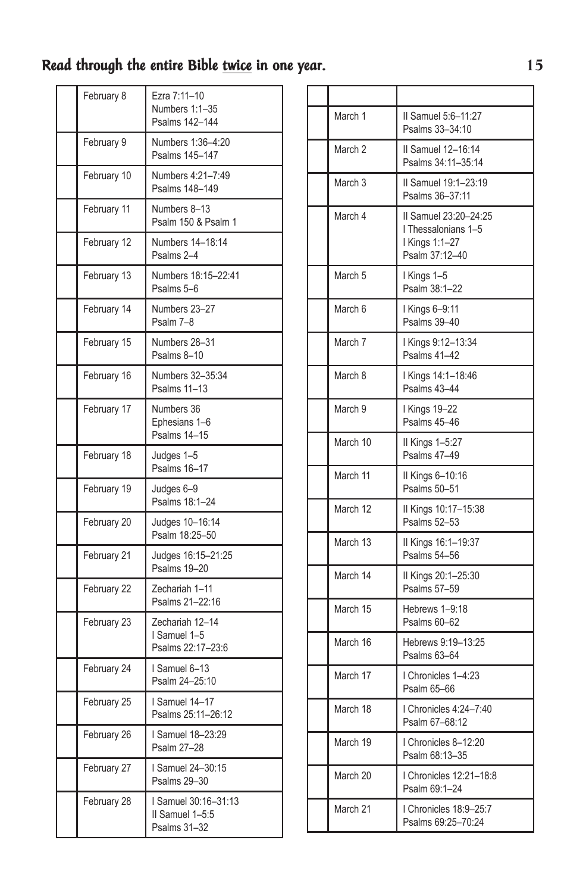# Read through the entire Bible twice in one year.

| | Date | Reading |
|---|---|---|
| | February 8 | Ezra 7:11–10<br>Numbers 1:1–35<br>Psalms 142–144 |
| | February 9 | Numbers 1:36–4:20<br>Psalms 145–147 |
| | February 10 | Numbers 4:21–7:49<br>Psalms 148–149 |
| | February 11 | Numbers 8–13<br>Psalm 150 & Psalm 1 |
| | February 12 | Numbers 14–18:14<br>Psalms 2–4 |
| | February 13 | Numbers 18:15–22:41<br>Psalms 5–6 |
| | February 14 | Numbers 23–27<br>Psalm 7–8 |
| | February 15 | Numbers 28–31<br>Psalms 8–10 |
| | February 16 | Numbers 32–35:34<br>Psalms 11–13 |
| | February 17 | Numbers 36<br>Ephesians 1–6<br>Psalms 14–15 |
| | February 18 | Judges 1–5<br>Psalms 16–17 |
| | February 19 | Judges 6–9<br>Psalms 18:1–24 |
| | February 20 | Judges 10–16:14<br>Psalm 18:25–50 |
| | February 21 | Judges 16:15–21:25<br>Psalms 19–20 |
| | February 22 | Zechariah 1–11<br>Psalms 21–22:16 |
| | February 23 | Zechariah 12–14<br>I Samuel 1–5<br>Psalms 22:17–23:6 |
| | February 24 | I Samuel 6–13<br>Psalm 24–25:10 |
| | February 25 | I Samuel 14–17<br>Psalms 25:11–26:12 |
| | February 26 | I Samuel 18–23:29<br>Psalm 27–28 |
| | February 27 | I Samuel 24–30:15<br>Psalms 29–30 |
| | February 28 | I Samuel 30:16–31:13<br>II Samuel 1–5:5<br>Psalms 31–32 |

| | Date | Reading |
|---|---|---|
| | | |
| | March 1 | II Samuel 5:6–11:27<br>Psalms 33–34:10 |
| | March 2 | II Samuel 12–16:14<br>Psalms 34:11–35:14 |
| | March 3 | II Samuel 19:1–23:19<br>Psalms 36–37:11 |
| | March 4 | II Samuel 23:20–24:25<br>I Thessalonians 1–5<br>I Kings 1:1–27<br>Psalm 37:12–40 |
| | March 5 | I Kings 1–5<br>Psalm 38:1–22 |
| | March 6 | I Kings 6–9:11<br>Psalms 39–40 |
| | March 7 | I Kings 9:12–13:34<br>Psalms 41–42 |
| | March 8 | I Kings 14:1–18:46<br>Psalms 43–44 |
| | March 9 | I Kings 19–22<br>Psalms 45–46 |
| | March 10 | II Kings 1–5:27<br>Psalms 47–49 |
| | March 11 | II Kings 6–10:16<br>Psalms 50–51 |
| | March 12 | II Kings 10:17–15:38<br>Psalms 52–53 |
| | March 13 | II Kings 16:1–19:37<br>Psalms 54–56 |
| | March 14 | II Kings 20:1–25:30<br>Psalms 57–59 |
| | March 15 | Hebrews 1–9:18<br>Psalms 60–62 |
| | March 16 | Hebrews 9:19–13:25<br>Psalms 63–64 |
| | March 17 | I Chronicles 1–4:23<br>Psalm 65–66 |
| | March 18 | I Chronicles 4:24–7:40<br>Psalm 67–68:12 |
| | March 19 | I Chronicles 8–12:20<br>Psalm 68:13–35 |
| | March 20 | I Chronicles 12:21–18:8<br>Psalm 69:1–24 |
| | March 21 | I Chronicles 18:9–25:7<br>Psalms 69:25–70:24 |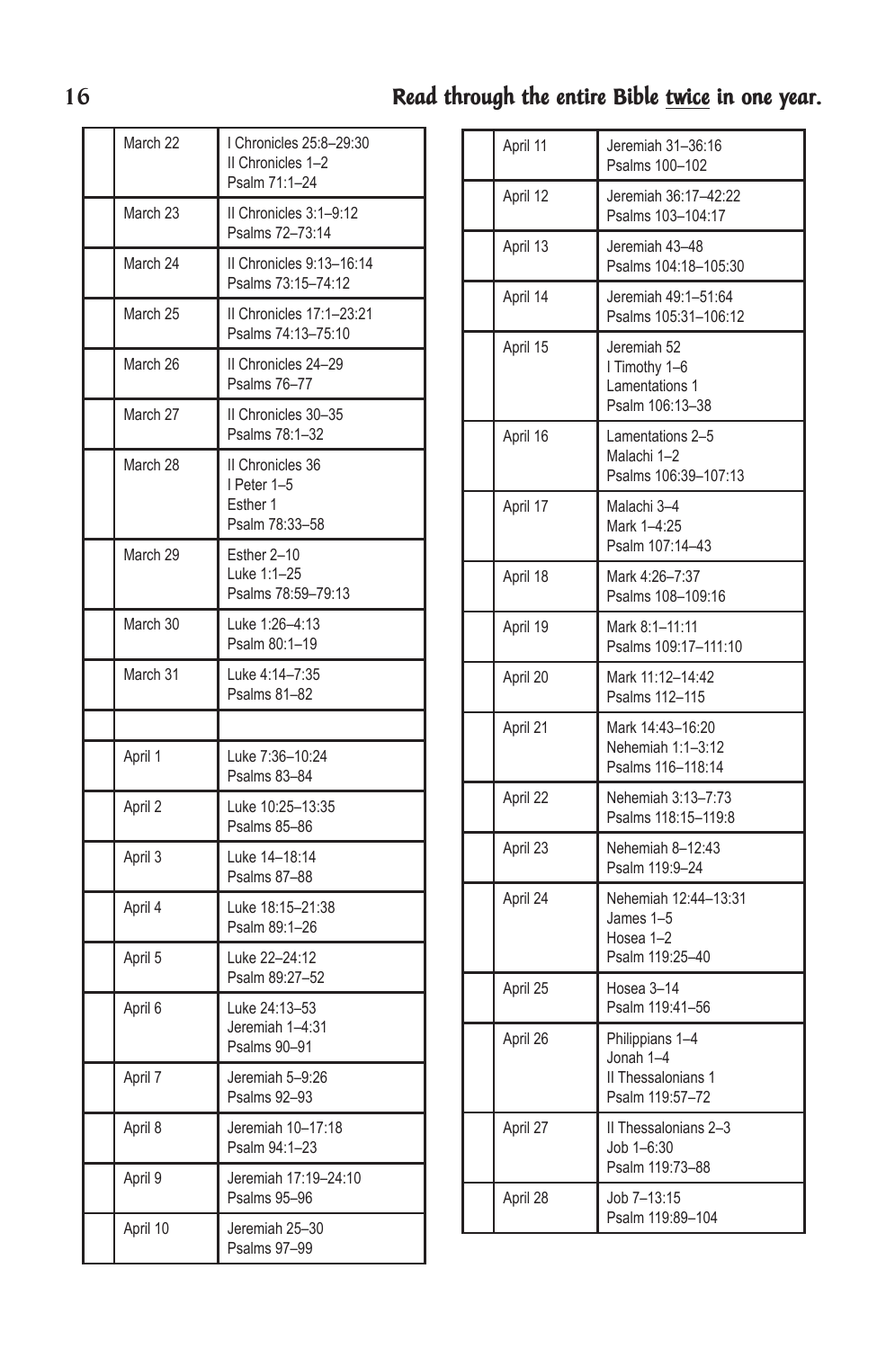## Read through the entire Bible <u>twice</u> in one year.

| | Date | Reading |
|---|---|---|
| | March 22 | I Chronicles 25:8–29:30<br>II Chronicles 1–2<br>Psalm 71:1–24 |
| | March 23 | II Chronicles 3:1–9:12<br>Psalms 72–73:14 |
| | March 24 | II Chronicles 9:13–16:14<br>Psalms 73:15–74:12 |
| | March 25 | II Chronicles 17:1–23:21<br>Psalms 74:13–75:10 |
| | March 26 | II Chronicles 24–29<br>Psalms 76–77 |
| | March 27 | II Chronicles 30–35<br>Psalm 78:1–32 |
| | March 28 | II Chronicles 36<br>I Peter 1–5<br>Esther 1<br>Psalm 78:33–58 |
| | March 29 | Esther 2–10<br>Luke 1:1–25<br>Psalms 78:59–79:13 |
| | March 30 | Luke 1:26–4:13<br>Psalm 80:1–19 |
| | March 31 | Luke 4:14–7:35<br>Psalms 81–82 |
| | | |
| | April 1 | Luke 7:36–10:24<br>Psalms 83–84 |
| | April 2 | Luke 10:25–13:35<br>Psalms 85–86 |
| | April 3 | Luke 14–18:14<br>Psalms 87–88 |
| | April 4 | Luke 18:15–21:38<br>Psalm 89:1–26 |
| | April 5 | Luke 22–24:12<br>Psalm 89:27–52 |
| | April 6 | Luke 24:13–53<br>Jeremiah 1–4:31<br>Psalms 90–91 |
| | April 7 | Jeremiah 5–9:26<br>Psalms 92–93 |
| | April 8 | Jeremiah 10–17:18<br>Psalm 94:1–23 |
| | April 9 | Jeremiah 17:19–24:10<br>Psalms 95–96 |
| | April 10 | Jeremiah 25–30<br>Psalms 97–99 |
| | April 11 | Jeremiah 31–36:16<br>Psalms 100–102 |
| | April 12 | Jeremiah 36:17–42:22<br>Psalms 103–104:17 |
| | April 13 | Jeremiah 43–48<br>Psalms 104:18–105:30 |
| | April 14 | Jeremiah 49:1–51:64<br>Psalms 105:31–106:12 |
| | April 15 | Jeremiah 52<br>I Timothy 1–6<br>Lamentations 1<br>Psalm 106:13–38 |
| | April 16 | Lamentations 2–5<br>Malachi 1–2<br>Psalms 106:39–107:13 |
| | April 17 | Malachi 3–4<br>Mark 1–4:25<br>Psalm 107:14–43 |
| | April 18 | Mark 4:26–7:37<br>Psalms 108–109:16 |
| | April 19 | Mark 8:1–11:11<br>Psalms 109:17–111:10 |
| | April 20 | Mark 11:12–14:42<br>Psalms 112–115 |
| | April 21 | Mark 14:43–16:20<br>Nehemiah 1:1–3:12<br>Psalms 116–118:14 |
| | April 22 | Nehemiah 3:13–7:73<br>Psalms 118:15–119:8 |
| | April 23 | Nehemiah 8–12:43<br>Psalm 119:9–24 |
| | April 24 | Nehemiah 12:44–13:31<br>James 1–5<br>Hosea 1–2<br>Psalm 119:25–40 |
| | April 25 | Hosea 3–14<br>Psalm 119:41–56 |
| | April 26 | Philippians 1–4<br>Jonah 1–4<br>II Thessalonians 1<br>Psalm 119:57–72 |
| | April 27 | II Thessalonians 2–3<br>Job 1–6:30<br>Psalm 119:73–88 |
| | April 28 | Job 7–13:15<br>Psalm 119:89–104 |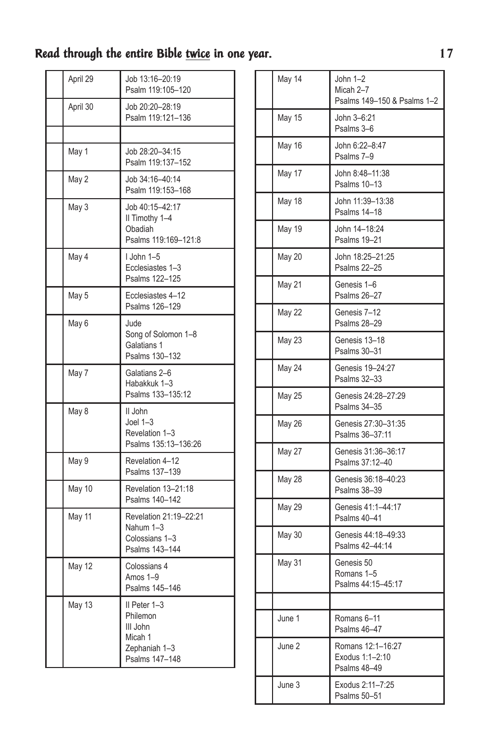## Read through the entire Bible twice in one year.

| | Date | Reading |
|---|---|---|
| | April 29 | Job 13:16–20:19<br>Psalm 119:105–120 |
| | April 30 | Job 20:20–28:19<br>Psalm 119:121–136 |
| | | |
| | May 1 | Job 28:20–34:15<br>Psalm 119:137–152 |
| | May 2 | Job 34:16–40:14<br>Psalm 119:153–168 |
| | May 3 | Job 40:15–42:17<br>II Timothy 1–4<br>Obadiah<br>Psalms 119:169–121:8 |
| | May 4 | I John 1–5<br>Ecclesiastes 1–3<br>Psalms 122–125 |
| | May 5 | Ecclesiastes 4–12<br>Psalms 126–129 |
| | May 6 | Jude<br>Song of Solomon 1–8<br>Galatians 1<br>Psalms 130–132 |
| | May 7 | Galatians 2–6<br>Habakkuk 1–3<br>Psalms 133–135:12 |
| | May 8 | II John<br>Joel 1–3<br>Revelation 1–3<br>Psalms 135:13–136:26 |
| | May 9 | Revelation 4–12<br>Psalms 137–139 |
| | May 10 | Revelation 13–21:18<br>Psalms 140–142 |
| | May 11 | Revelation 21:19–22:21<br>Nahum 1–3<br>Colossians 1–3<br>Psalms 143–144 |
| | May 12 | Colossians 4<br>Amos 1–9<br>Psalms 145–146 |
| | May 13 | II Peter 1–3<br>Philemon<br>III John<br>Micah 1<br>Zephaniah 1–3<br>Psalms 147–148 |

| | Date | Reading |
|---|---|---|
| | May 14 | John 1–2<br>Micah 2–7<br>Psalms 149–150 & Psalms 1–2 |
| | May 15 | John 3–6:21<br>Psalms 3–6 |
| | May 16 | John 6:22–8:47<br>Psalms 7–9 |
| | May 17 | John 8:48–11:38<br>Psalms 10–13 |
| | May 18 | John 11:39–13:38<br>Psalms 14–18 |
| | May 19 | John 14–18:24<br>Psalms 19–21 |
| | May 20 | John 18:25–21:25<br>Psalms 22–25 |
| | May 21 | Genesis 1–6<br>Psalms 26–27 |
| | May 22 | Genesis 7–12<br>Psalms 28–29 |
| | May 23 | Genesis 13–18<br>Psalms 30–31 |
| | May 24 | Genesis 19–24:27<br>Psalms 32–33 |
| | May 25 | Genesis 24:28–27:29<br>Psalms 34–35 |
| | May 26 | Genesis 27:30–31:35<br>Psalms 36–37:11 |
| | May 27 | Genesis 31:36–36:17<br>Psalms 37:12–40 |
| | May 28 | Genesis 36:18–40:23<br>Psalms 38–39 |
| | May 29 | Genesis 41:1–44:17<br>Psalms 40–41 |
| | May 30 | Genesis 44:18–49:33<br>Psalms 42–44:14 |
| | May 31 | Genesis 50<br>Romans 1–5<br>Psalms 44:15–45:17 |
| | | |
| | June 1 | Romans 6–11<br>Psalms 46–47 |
| | June 2 | Romans 12:1–16:27<br>Exodus 1:1–2:10<br>Psalms 48–49 |
| | June 3 | Exodus 2:11–7:25<br>Psalms 50–51 |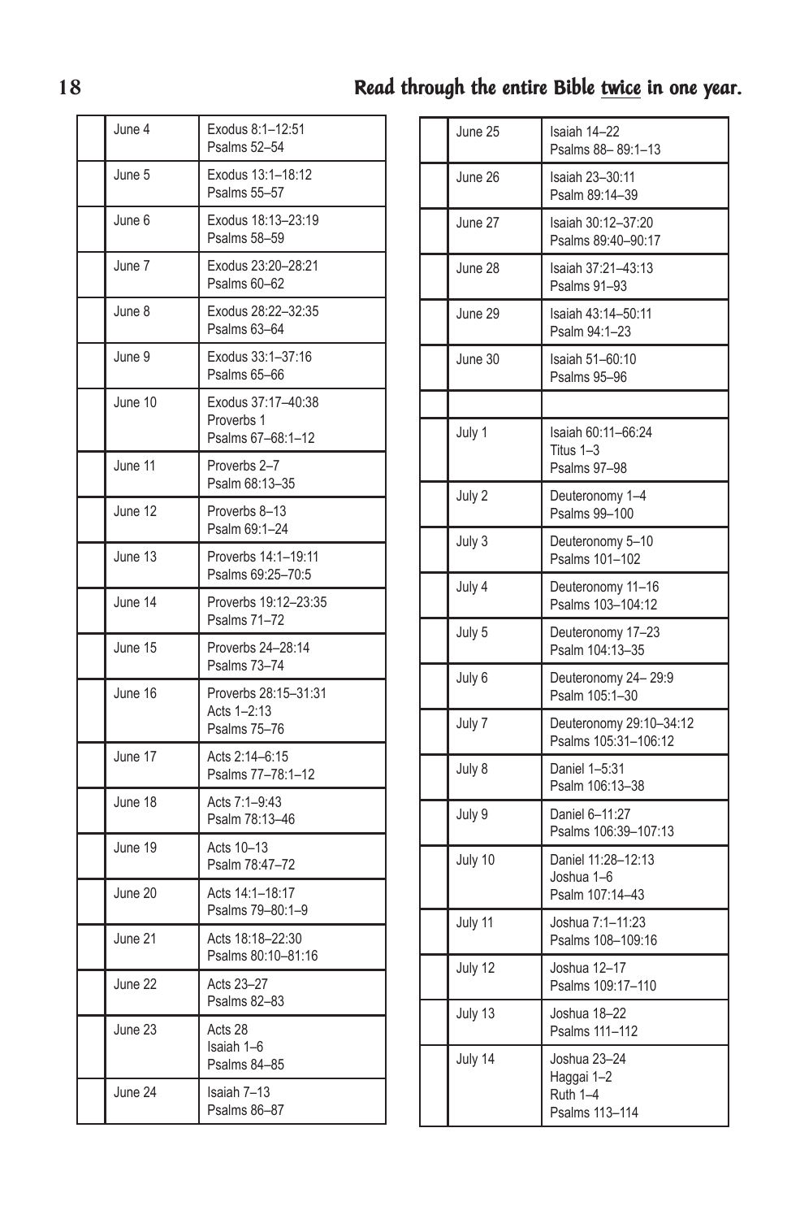## Read through the entire Bible twice in one year.

| | Date | Reading |
|---|---|---|
| | June 4 | Exodus 8:1–12:51<br>Psalms 52–54 |
| | June 5 | Exodus 13:1–18:12<br>Psalms 55–57 |
| | June 6 | Exodus 18:13–23:19<br>Psalms 58–59 |
| | June 7 | Exodus 23:20–28:21<br>Psalms 60–62 |
| | June 8 | Exodus 28:22–32:35<br>Psalms 63–64 |
| | June 9 | Exodus 33:1–37:16<br>Psalms 65–66 |
| | June 10 | Exodus 37:17–40:38<br>Proverbs 1<br>Psalms 67–68:1–12 |
| | June 11 | Proverbs 2–7<br>Psalm 68:13–35 |
| | June 12 | Proverbs 8–13<br>Psalm 69:1–24 |
| | June 13 | Proverbs 14:1–19:11<br>Psalms 69:25–70:5 |
| | June 14 | Proverbs 19:12–23:35<br>Psalms 71–72 |
| | June 15 | Proverbs 24–28:14<br>Psalms 73–74 |
| | June 16 | Proverbs 28:15–31:31<br>Acts 1–2:13<br>Psalms 75–76 |
| | June 17 | Acts 2:14–6:15<br>Psalms 77–78:1–12 |
| | June 18 | Acts 7:1–9:43<br>Psalm 78:13–46 |
| | June 19 | Acts 10–13<br>Psalm 78:47–72 |
| | June 20 | Acts 14:1–18:17<br>Psalms 79–80:1–9 |
| | June 21 | Acts 18:18–22:30<br>Psalms 80:10–81:16 |
| | June 22 | Acts 23–27<br>Psalms 82–83 |
| | June 23 | Acts 28<br>Isaiah 1–6<br>Psalms 84–85 |
| | June 24 | Isaiah 7–13<br>Psalms 86–87 |
| | June 25 | Isaiah 14–22<br>Psalms 88– 89:1–13 |
| | June 26 | Isaiah 23–30:11<br>Psalm 89:14–39 |
| | June 27 | Isaiah 30:12–37:20<br>Psalms 89:40–90:17 |
| | June 28 | Isaiah 37:21–43:13<br>Psalms 91–93 |
| | June 29 | Isaiah 43:14–50:11<br>Psalm 94:1–23 |
| | June 30 | Isaiah 51–60:10<br>Psalms 95–96 |
| | | |
| | July 1 | Isaiah 60:11–66:24<br>Titus 1–3<br>Psalms 97–98 |
| | July 2 | Deuteronomy 1–4<br>Psalms 99–100 |
| | July 3 | Deuteronomy 5–10<br>Psalms 101–102 |
| | July 4 | Deuteronomy 11–16<br>Psalms 103–104:12 |
| | July 5 | Deuteronomy 17–23<br>Psalm 104:13–35 |
| | July 6 | Deuteronomy 24– 29:9<br>Psalm 105:1–30 |
| | July 7 | Deuteronomy 29:10–34:12<br>Psalms 105:31–106:12 |
| | July 8 | Daniel 1–5:31<br>Psalm 106:13–38 |
| | July 9 | Daniel 6–11:27<br>Psalms 106:39–107:13 |
| | July 10 | Daniel 11:28–12:13<br>Joshua 1–6<br>Psalm 107:14–43 |
| | July 11 | Joshua 7:1–11:23<br>Psalms 108–109:16 |
| | July 12 | Joshua 12–17<br>Psalms 109:17–110 |
| | July 13 | Joshua 18–22<br>Psalms 111–112 |
| | July 14 | Joshua 23–24<br>Haggai 1–2<br>Ruth 1–4<br>Psalms 113–114 |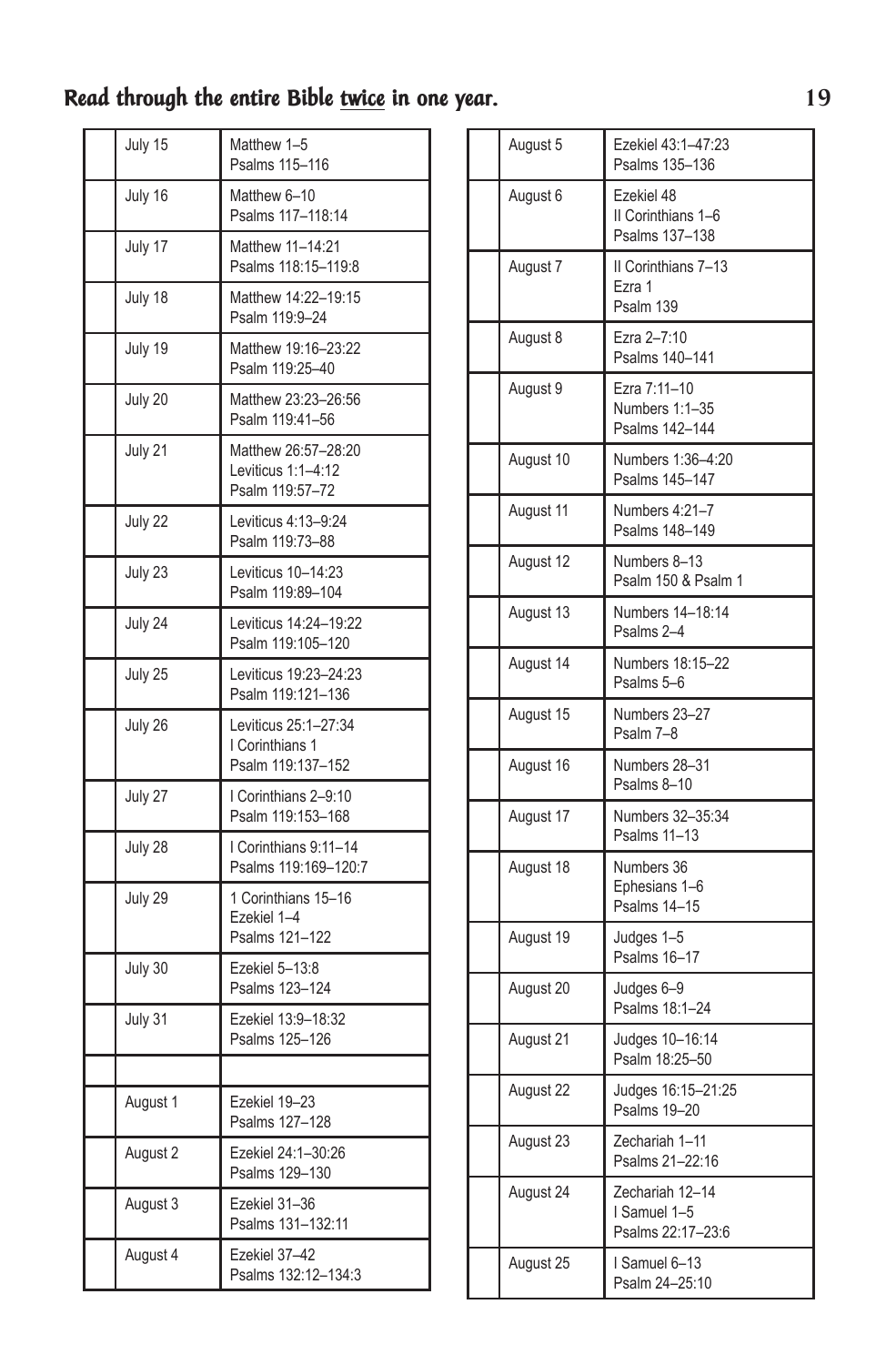**Read through the entire Bible twice in one year.**

| | Date | Reading |
|---|---|---|
| | July 15 | Matthew 1–5<br>Psalms 115–116 |
| | July 16 | Matthew 6–10<br>Psalms 117–118:14 |
| | July 17 | Matthew 11–14:21<br>Psalms 118:15–119:8 |
| | July 18 | Matthew 14:22–19:15<br>Psalm 119:9–24 |
| | July 19 | Matthew 19:16–23:22<br>Psalm 119:25–40 |
| | July 20 | Matthew 23:23–26:56<br>Psalm 119:41–56 |
| | July 21 | Matthew 26:57–28:20<br>Leviticus 1:1–4:12<br>Psalm 119:57–72 |
| | July 22 | Leviticus 4:13–9:24<br>Psalm 119:73–88 |
| | July 23 | Leviticus 10–14:23<br>Psalm 119:89–104 |
| | July 24 | Leviticus 14:24–19:22<br>Psalm 119:105–120 |
| | July 25 | Leviticus 19:23–24:23<br>Psalm 119:121–136 |
| | July 26 | Leviticus 25:1–27:34<br>I Corinthians 1<br>Psalm 119:137–152 |
| | July 27 | I Corinthians 2–9:10<br>Psalm 119:153–168 |
| | July 28 | I Corinthians 9:11–14<br>Psalms 119:169–120:7 |
| | July 29 | 1 Corinthians 15–16<br>Ezekiel 1–4<br>Psalms 121–122 |
| | July 30 | Ezekiel 5–13:8<br>Psalms 123–124 |
| | July 31 | Ezekiel 13:9–18:32<br>Psalms 125–126 |
| | | |
| | August 1 | Ezekiel 19–23<br>Psalms 127–128 |
| | August 2 | Ezekiel 24:1–30:26<br>Psalms 129–130 |
| | August 3 | Ezekiel 31–36<br>Psalms 131–132:11 |
| | August 4 | Ezekiel 37–42<br>Psalms 132:12–134:3 |
| | August 5 | Ezekiel 43:1–47:23<br>Psalms 135–136 |
| | August 6 | Ezekiel 48<br>II Corinthians 1–6<br>Psalms 137–138 |
| | August 7 | II Corinthians 7–13<br>Ezra 1<br>Psalm 139 |
| | August 8 | Ezra 2–7:10<br>Psalms 140–141 |
| | August 9 | Ezra 7:11–10<br>Numbers 1:1–35<br>Psalms 142–144 |
| | August 10 | Numbers 1:36–4:20<br>Psalms 145–147 |
| | August 11 | Numbers 4:21–7<br>Psalms 148–149 |
| | August 12 | Numbers 8–13<br>Psalm 150 & Psalm 1 |
| | August 13 | Numbers 14–18:14<br>Psalms 2–4 |
| | August 14 | Numbers 18:15–22<br>Psalms 5–6 |
| | August 15 | Numbers 23–27<br>Psalm 7–8 |
| | August 16 | Numbers 28–31<br>Psalms 8–10 |
| | August 17 | Numbers 32–35:34<br>Psalms 11–13 |
| | August 18 | Numbers 36<br>Ephesians 1–6<br>Psalms 14–15 |
| | August 19 | Judges 1–5<br>Psalms 16–17 |
| | August 20 | Judges 6–9<br>Psalms 18:1–24 |
| | August 21 | Judges 10–16:14<br>Psalm 18:25–50 |
| | August 22 | Judges 16:15–21:25<br>Psalms 19–20 |
| | August 23 | Zechariah 1–11<br>Psalms 21–22:16 |
| | August 24 | Zechariah 12–14<br>I Samuel 1–5<br>Psalms 22:17–23:6 |
| | August 25 | I Samuel 6–13<br>Psalm 24–25:10 |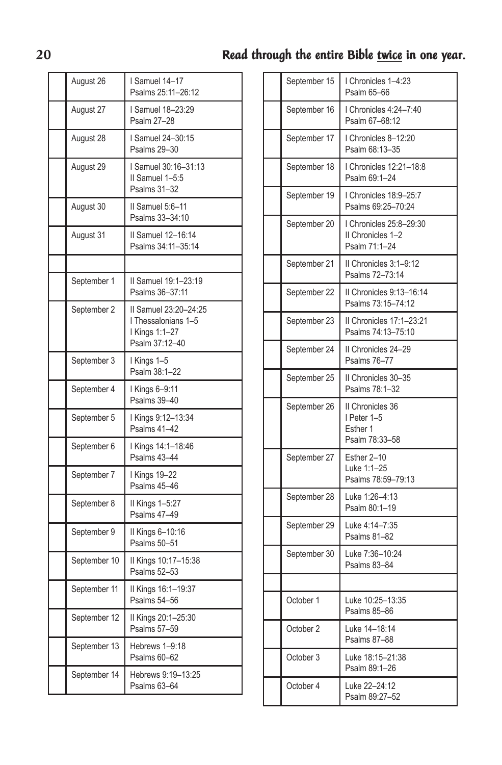**Read through the entire Bible twice in one year.**

| | Date | Reading |
|---|---|---|
| | August 26 | I Samuel 14–17<br>Psalms 25:11–26:12 |
| | August 27 | I Samuel 18–23:29<br>Psalm 27–28 |
| | August 28 | I Samuel 24–30:15<br>Psalms 29–30 |
| | August 29 | I Samuel 30:16–31:13<br>II Samuel 1–5:5<br>Psalms 31–32 |
| | August 30 | II Samuel 5:6–11<br>Psalms 33–34:10 |
| | August 31 | II Samuel 12–16:14<br>Psalms 34:11–35:14 |
| | | |
| | September 1 | II Samuel 19:1–23:19<br>Psalms 36–37:11 |
| | September 2 | II Samuel 23:20–24:25<br>I Thessalonians 1–5<br>I Kings 1:1–27<br>Psalm 37:12–40 |
| | September 3 | I Kings 1–5<br>Psalm 38:1–22 |
| | September 4 | I Kings 6–9:11<br>Psalms 39–40 |
| | September 5 | I Kings 9:12–13:34<br>Psalms 41–42 |
| | September 6 | I Kings 14:1–18:46<br>Psalms 43–44 |
| | September 7 | I Kings 19–22<br>Psalms 45–46 |
| | September 8 | II Kings 1–5:27<br>Psalms 47–49 |
| | September 9 | II Kings 6–10:16<br>Psalms 50–51 |
| | September 10 | II Kings 10:17–15:38<br>Psalms 52–53 |
| | September 11 | II Kings 16:1–19:37<br>Psalms 54–56 |
| | September 12 | II Kings 20:1–25:30<br>Psalms 57–59 |
| | September 13 | Hebrews 1–9:18<br>Psalms 60–62 |
| | September 14 | Hebrews 9:19–13:25<br>Psalms 63–64 |

| | Date | Reading |
|---|---|---|
| | September 15 | I Chronicles 1–4:23<br>Psalm 65–66 |
| | September 16 | I Chronicles 4:24–7:40<br>Psalm 67–68:12 |
| | September 17 | I Chronicles 8–12:20<br>Psalm 68:13–35 |
| | September 18 | I Chronicles 12:21–18:8<br>Psalm 69:1–24 |
| | September 19 | I Chronicles 18:9–25:7<br>Psalms 69:25–70:24 |
| | September 20 | I Chronicles 25:8–29:30<br>II Chronicles 1–2<br>Psalm 71:1–24 |
| | September 21 | II Chronicles 3:1–9:12<br>Psalms 72–73:14 |
| | September 22 | II Chronicles 9:13–16:14<br>Psalms 73:15–74:12 |
| | September 23 | II Chronicles 17:1–23:21<br>Psalms 74:13–75:10 |
| | September 24 | II Chronicles 24–29<br>Psalms 76–77 |
| | September 25 | II Chronicles 30–35<br>Psalms 78:1–32 |
| | September 26 | II Chronicles 36<br>I Peter 1–5<br>Esther 1<br>Psalm 78:33–58 |
| | September 27 | Esther 2–10<br>Luke 1:1–25<br>Psalms 78:59–79:13 |
| | September 28 | Luke 1:26–4:13<br>Psalm 80:1–19 |
| | September 29 | Luke 4:14–7:35<br>Psalms 81–82 |
| | September 30 | Luke 7:36–10:24<br>Psalms 83–84 |
| | | |
| | October 1 | Luke 10:25–13:35<br>Psalms 85–86 |
| | October 2 | Luke 14–18:14<br>Psalms 87–88 |
| | October 3 | Luke 18:15–21:38<br>Psalm 89:1–26 |
| | October 4 | Luke 22–24:12<br>Psalm 89:27–52 |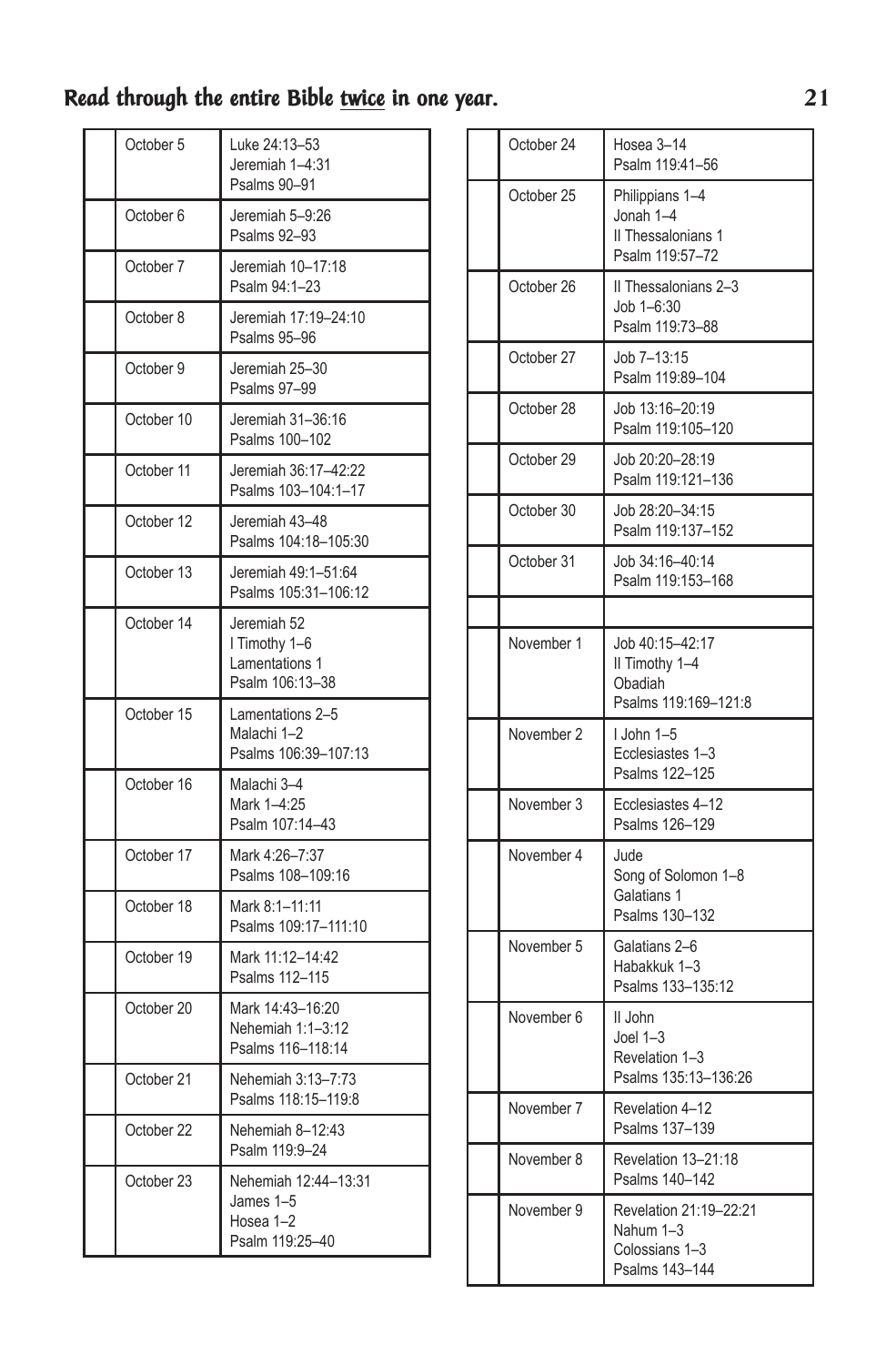**Read through the entire Bible twice in one year.**

| | Date | Reading |
|---|---|---|
| | October 5 | Luke 24:13–53<br>Jeremiah 1–4:31<br>Psalms 90–91 |
| | October 6 | Jeremiah 5–9:26<br>Psalms 92–93 |
| | October 7 | Jeremiah 10–17:18<br>Psalm 94:1–23 |
| | October 8 | Jeremiah 17:19–24:10<br>Psalms 95–96 |
| | October 9 | Jeremiah 25–30<br>Psalms 97–99 |
| | October 10 | Jeremiah 31–36:16<br>Psalms 100–102 |
| | October 11 | Jeremiah 36:17–42:22<br>Psalms 103–104:1–17 |
| | October 12 | Jeremiah 43–48<br>Psalms 104:18–105:30 |
| | October 13 | Jeremiah 49:1–51:64<br>Psalms 105:31–106:12 |
| | October 14 | Jeremiah 52<br>I Timothy 1–6<br>Lamentations 1<br>Psalm 106:13–38 |
| | October 15 | Lamentations 2–5<br>Malachi 1–2<br>Psalms 106:39–107:13 |
| | October 16 | Malachi 3–4<br>Mark 1–4:25<br>Psalm 107:14–43 |
| | October 17 | Mark 4:26–7:37<br>Psalms 108–109:16 |
| | October 18 | Mark 8:1–11:11<br>Psalms 109:17–111:10 |
| | October 19 | Mark 11:12–14:42<br>Psalms 112–115 |
| | October 20 | Mark 14:43–16:20<br>Nehemiah 1:1–3:12<br>Psalms 116–118:14 |
| | October 21 | Nehemiah 3:13–7:73<br>Psalms 118:15–119:8 |
| | October 22 | Nehemiah 8–12:43<br>Psalm 119:9–24 |
| | October 23 | Nehemiah 12:44–13:31<br>James 1–5<br>Hosea 1–2<br>Psalm 119:25–40 |
| | October 24 | Hosea 3–14<br>Psalm 119:41–56 |
| | October 25 | Philippians 1–4<br>Jonah 1–4<br>II Thessalonians 1<br>Psalm 119:57–72 |
| | October 26 | II Thessalonians 2–3<br>Job 1–6:30<br>Psalm 119:73–88 |
| | October 27 | Job 7–13:15<br>Psalm 119:89–104 |
| | October 28 | Job 13:16–20:19<br>Psalm 119:105–120 |
| | October 29 | Job 20:20–28:19<br>Psalm 119:121–136 |
| | October 30 | Job 28:20–34:15<br>Psalm 119:137–152 |
| | October 31 | Job 34:16–40:14<br>Psalm 119:153–168 |
| | | |
| | November 1 | Job 40:15–42:17<br>II Timothy 1–4<br>Obadiah<br>Psalms 119:169–121:8 |
| | November 2 | I John 1–5<br>Ecclesiastes 1–3<br>Psalms 122–125 |
| | November 3 | Ecclesiastes 4–12<br>Psalms 126–129 |
| | November 4 | Jude<br>Song of Solomon 1–8<br>Galatians 1<br>Psalms 130–132 |
| | November 5 | Galatians 2–6<br>Habakkuk 1–3<br>Psalms 133–135:12 |
| | November 6 | II John<br>Joel 1–3<br>Revelation 1–3<br>Psalms 135:13–136:26 |
| | November 7 | Revelation 4–12<br>Psalms 137–139 |
| | November 8 | Revelation 13–21:18<br>Psalms 140–142 |
| | November 9 | Revelation 21:19–22:21<br>Nahum 1–3<br>Colossians 1–3<br>Psalms 143–144 |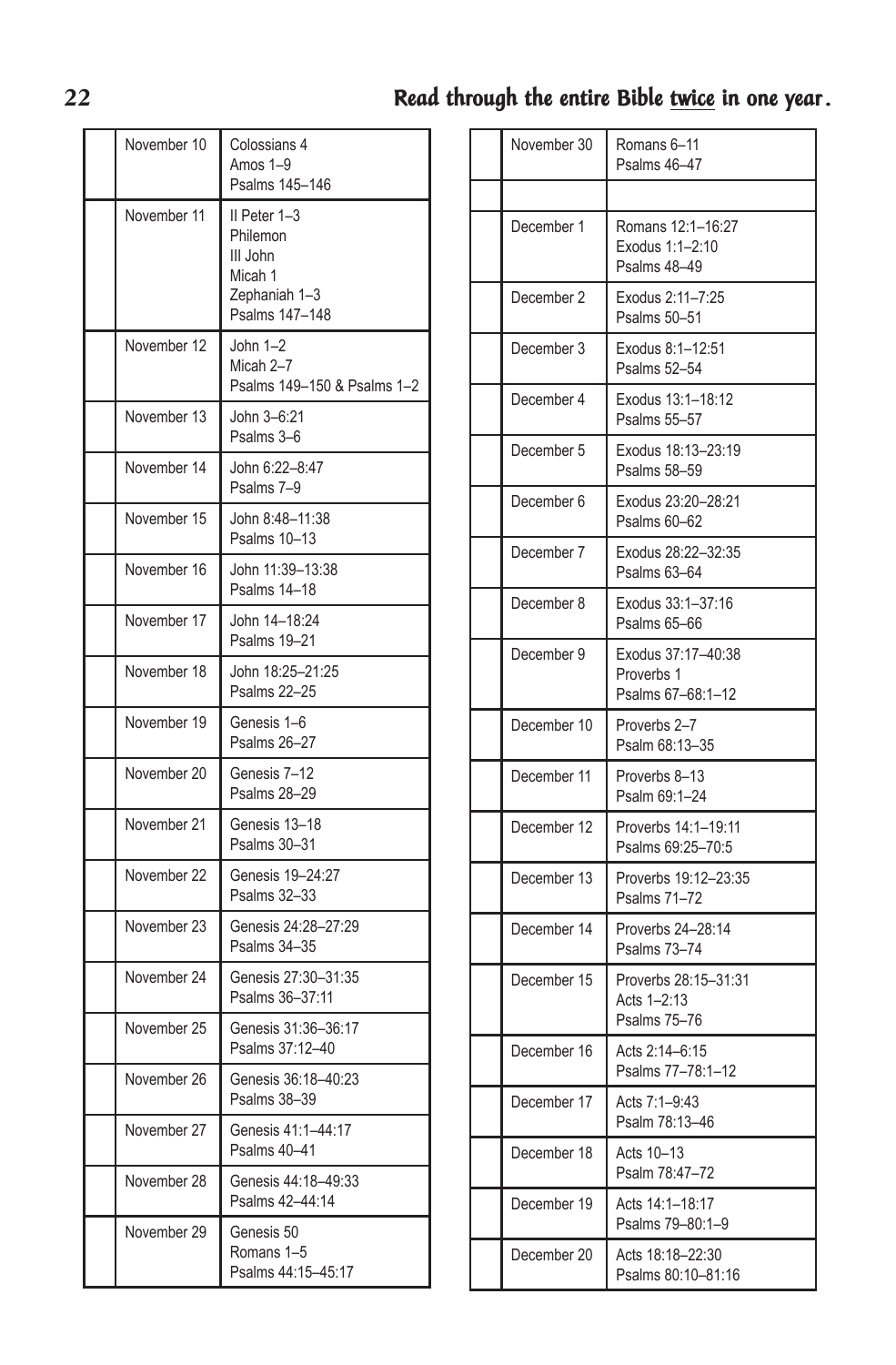## Read through the entire Bible twice in one year.

| | Date | Reading |
|---|---|---|
| | November 10 | Colossians 4<br>Amos 1–9<br>Psalms 145–146 |
| | November 11 | II Peter 1–3<br>Philemon<br>III John<br>Micah 1<br>Zephaniah 1–3<br>Psalms 147–148 |
| | November 12 | John 1–2<br>Micah 2–7<br>Psalms 149–150 & Psalms 1–2 |
| | November 13 | John 3–6:21<br>Psalms 3–6 |
| | November 14 | John 6:22–8:47<br>Psalms 7–9 |
| | November 15 | John 8:48–11:38<br>Psalms 10–13 |
| | November 16 | John 11:39–13:38<br>Psalms 14–18 |
| | November 17 | John 14–18:24<br>Psalms 19–21 |
| | November 18 | John 18:25–21:25<br>Psalms 22–25 |
| | November 19 | Genesis 1–6<br>Psalms 26–27 |
| | November 20 | Genesis 7–12<br>Psalms 28–29 |
| | November 21 | Genesis 13–18<br>Psalms 30–31 |
| | November 22 | Genesis 19–24:27<br>Psalms 32–33 |
| | November 23 | Genesis 24:28–27:29<br>Psalms 34–35 |
| | November 24 | Genesis 27:30–31:35<br>Psalms 36–37:11 |
| | November 25 | Genesis 31:36–36:17<br>Psalms 37:12–40 |
| | November 26 | Genesis 36:18–40:23<br>Psalms 38–39 |
| | November 27 | Genesis 41:1–44:17<br>Psalms 40–41 |
| | November 28 | Genesis 44:18–49:33<br>Psalms 42–44:14 |
| | November 29 | Genesis 50<br>Romans 1–5<br>Psalms 44:15–45:17 |
| | November 30 | Romans 6–11<br>Psalms 46–47 |
| | | |
| | December 1 | Romans 12:1–16:27<br>Exodus 1:1–2:10<br>Psalms 48–49 |
| | December 2 | Exodus 2:11–7:25<br>Psalms 50–51 |
| | December 3 | Exodus 8:1–12:51<br>Psalms 52–54 |
| | December 4 | Exodus 13:1–18:12<br>Psalms 55–57 |
| | December 5 | Exodus 18:13–23:19<br>Psalms 58–59 |
| | December 6 | Exodus 23:20–28:21<br>Psalms 60–62 |
| | December 7 | Exodus 28:22–32:35<br>Psalms 63–64 |
| | December 8 | Exodus 33:1–37:16<br>Psalms 65–66 |
| | December 9 | Exodus 37:17–40:38<br>Proverbs 1<br>Psalms 67–68:1–12 |
| | December 10 | Proverbs 2–7<br>Psalm 68:13–35 |
| | December 11 | Proverbs 8–13<br>Psalm 69:1–24 |
| | December 12 | Proverbs 14:1–19:11<br>Psalms 69:25–70:5 |
| | December 13 | Proverbs 19:12–23:35<br>Psalms 71–72 |
| | December 14 | Proverbs 24–28:14<br>Psalms 73–74 |
| | December 15 | Proverbs 28:15–31:31<br>Acts 1–2:13<br>Psalms 75–76 |
| | December 16 | Acts 2:14–6:15<br>Psalms 77–78:1–12 |
| | December 17 | Acts 7:1–9:43<br>Psalm 78:13–46 |
| | December 18 | Acts 10–13<br>Psalm 78:47–72 |
| | December 19 | Acts 14:1–18:17<br>Psalms 79–80:1–9 |
| | December 20 | Acts 18:18–22:30<br>Psalms 80:10–81:16 |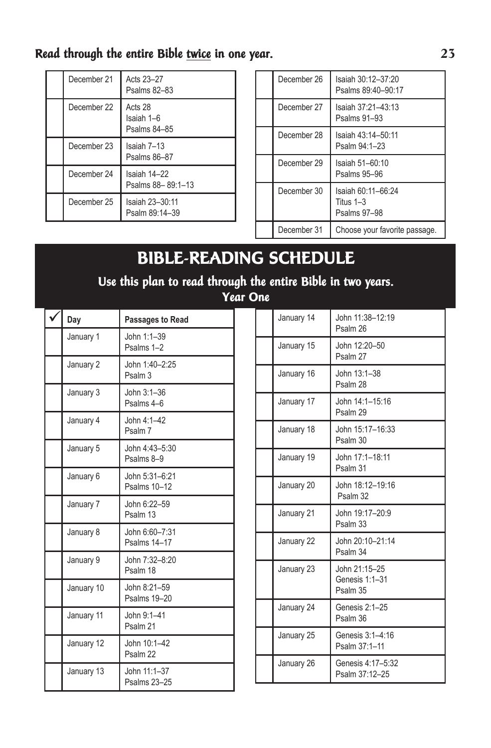## Read through the entire Bible twice in one year.

| | | |
|---|---|---|
| | December 21 | Acts 23–27<br>Psalms 82–83 |
| | December 22 | Acts 28<br>Isaiah 1–6<br>Psalms 84–85 |
| | December 23 | Isaiah 7–13<br>Psalms 86–87 |
| | December 24 | Isaiah 14–22<br>Psalms 88– 89:1–13 |
| | December 25 | Isaiah 23–30:11<br>Psalm 89:14–39 |
| | December 26 | Isaiah 30:12–37:20<br>Psalms 89:40–90:17 |
| | December 27 | Isaiah 37:21–43:13<br>Psalms 91–93 |
| | December 28 | Isaiah 43:14–50:11<br>Psalm 94:1–23 |
| | December 29 | Isaiah 51–60:10<br>Psalms 95–96 |
| | December 30 | Isaiah 60:11–66:24<br>Titus 1–3<br>Psalms 97–98 |
| | December 31 | Choose your favorite passage. |

# BIBLE-READING SCHEDULE

### Use this plan to read through the entire Bible in two years.

### Year One

| ✓ | Day | Passages to Read |
|---|---|---|
| | January 1 | John 1:1–39<br>Psalms 1–2 |
| | January 2 | John 1:40–2:25<br>Psalm 3 |
| | January 3 | John 3:1–36<br>Psalms 4–6 |
| | January 4 | John 4:1–42<br>Psalm 7 |
| | January 5 | John 4:43–5:30<br>Psalms 8–9 |
| | January 6 | John 5:31–6:21<br>Psalms 10–12 |
| | January 7 | John 6:22–59<br>Psalm 13 |
| | January 8 | John 6:60–7:31<br>Psalms 14–17 |
| | January 9 | John 7:32–8:20<br>Psalm 18 |
| | January 10 | John 8:21–59<br>Psalms 19–20 |
| | January 11 | John 9:1–41<br>Psalm 21 |
| | January 12 | John 10:1–42<br>Psalm 22 |
| | January 13 | John 11:1–37<br>Psalms 23–25 |
| | January 14 | John 11:38–12:19<br>Psalm 26 |
| | January 15 | John 12:20–50<br>Psalm 27 |
| | January 16 | John 13:1–38<br>Psalm 28 |
| | January 17 | John 14:1–15:16<br>Psalm 29 |
| | January 18 | John 15:17–16:33<br>Psalm 30 |
| | January 19 | John 17:1–18:11<br>Psalm 31 |
| | January 20 | John 18:12–19:16<br>Psalm 32 |
| | January 21 | John 19:17–20:9<br>Psalm 33 |
| | January 22 | John 20:10–21:14<br>Psalm 34 |
| | January 23 | John 21:15–25<br>Genesis 1:1–31<br>Psalm 35 |
| | January 24 | Genesis 2:1–25<br>Psalm 36 |
| | January 25 | Genesis 3:1–4:16<br>Psalm 37:1–11 |
| | January 26 | Genesis 4:17–5:32<br>Psalm 37:12–25 |